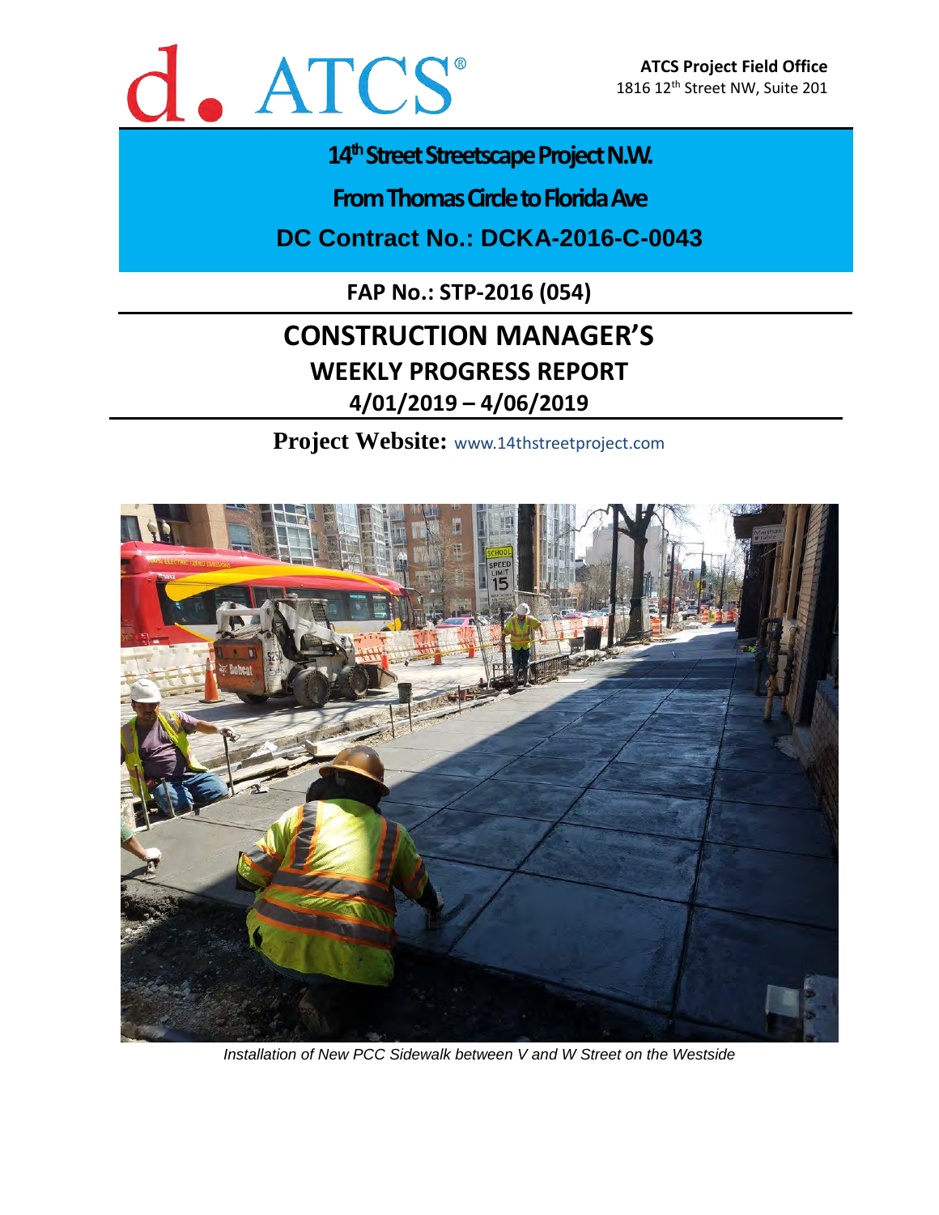d. ATCS®

**ATCS Project Field Office**
1816 12th Street NW, Suite 201

# 14th Street Streetscape Project N.W.

## From Thomas Circle to Florida Ave

## DC Contract No.: DCKA-2016-C-0043

**FAP No.: STP-2016 (054)**

# CONSTRUCTION MANAGER'S

## WEEKLY PROGRESS REPORT

## 4/01/2019 – 4/06/2019

**Project Website:** www.14thstreetproject.com

*Installation of New PCC Sidewalk between V and W Street on the Westside*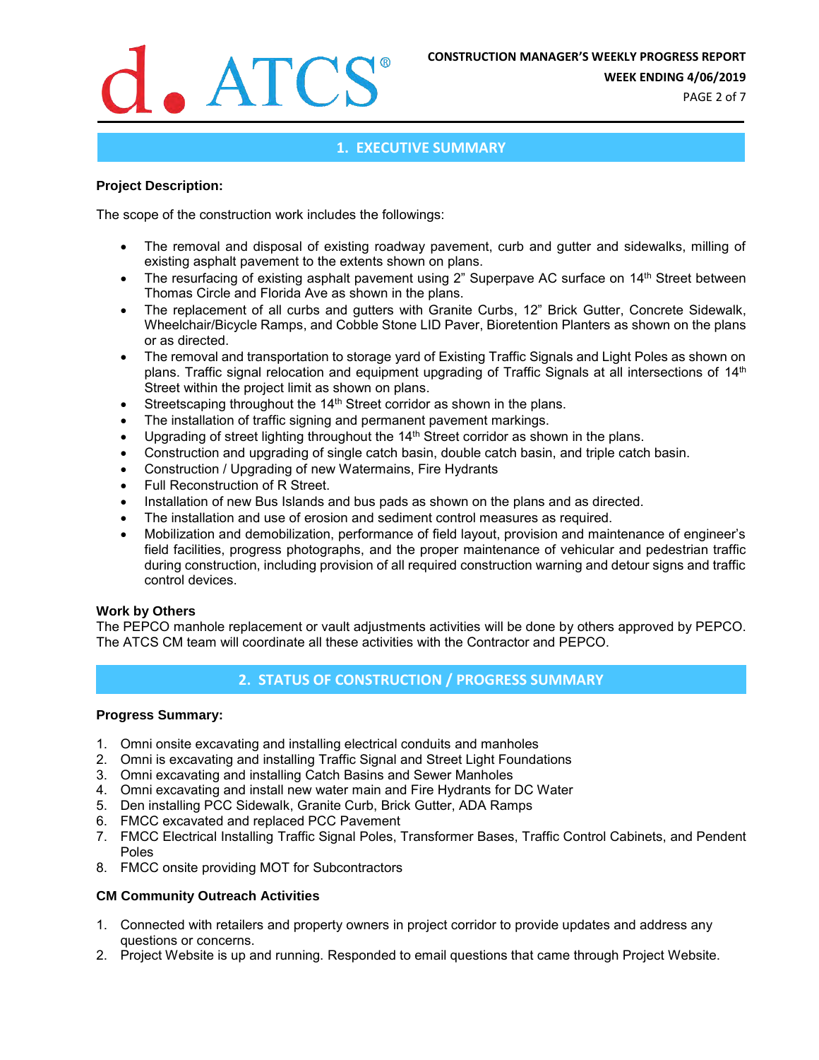## 1. EXECUTIVE SUMMARY

**Project Description:**

The scope of the construction work includes the followings:

- The removal and disposal of existing roadway pavement, curb and gutter and sidewalks, milling of existing asphalt pavement to the extents shown on plans.
- The resurfacing of existing asphalt pavement using 2" Superpave AC surface on 14th Street between Thomas Circle and Florida Ave as shown in the plans.
- The replacement of all curbs and gutters with Granite Curbs, 12" Brick Gutter, Concrete Sidewalk, Wheelchair/Bicycle Ramps, and Cobble Stone LID Paver, Bioretention Planters as shown on the plans or as directed.
- The removal and transportation to storage yard of Existing Traffic Signals and Light Poles as shown on plans. Traffic signal relocation and equipment upgrading of Traffic Signals at all intersections of 14th Street within the project limit as shown on plans.
- Streetscaping throughout the 14th Street corridor as shown in the plans.
- The installation of traffic signing and permanent pavement markings.
- Upgrading of street lighting throughout the 14th Street corridor as shown in the plans.
- Construction and upgrading of single catch basin, double catch basin, and triple catch basin.
- Construction / Upgrading of new Watermains, Fire Hydrants
- Full Reconstruction of R Street.
- Installation of new Bus Islands and bus pads as shown on the plans and as directed.
- The installation and use of erosion and sediment control measures as required.
- Mobilization and demobilization, performance of field layout, provision and maintenance of engineer's field facilities, progress photographs, and the proper maintenance of vehicular and pedestrian traffic during construction, including provision of all required construction warning and detour signs and traffic control devices.

**Work by Others**

The PEPCO manhole replacement or vault adjustments activities will be done by others approved by PEPCO. The ATCS CM team will coordinate all these activities with the Contractor and PEPCO.

## 2. STATUS OF CONSTRUCTION / PROGRESS SUMMARY

**Progress Summary:**

1. Omni onsite excavating and installing electrical conduits and manholes
2. Omni is excavating and installing Traffic Signal and Street Light Foundations
3. Omni excavating and installing Catch Basins and Sewer Manholes
4. Omni excavating and install new water main and Fire Hydrants for DC Water
5. Den installing PCC Sidewalk, Granite Curb, Brick Gutter, ADA Ramps
6. FMCC excavated and replaced PCC Pavement
7. FMCC Electrical Installing Traffic Signal Poles, Transformer Bases, Traffic Control Cabinets, and Pendent Poles
8. FMCC onsite providing MOT for Subcontractors

**CM Community Outreach Activities**

1. Connected with retailers and property owners in project corridor to provide updates and address any questions or concerns.
2. Project Website is up and running. Responded to email questions that came through Project Website.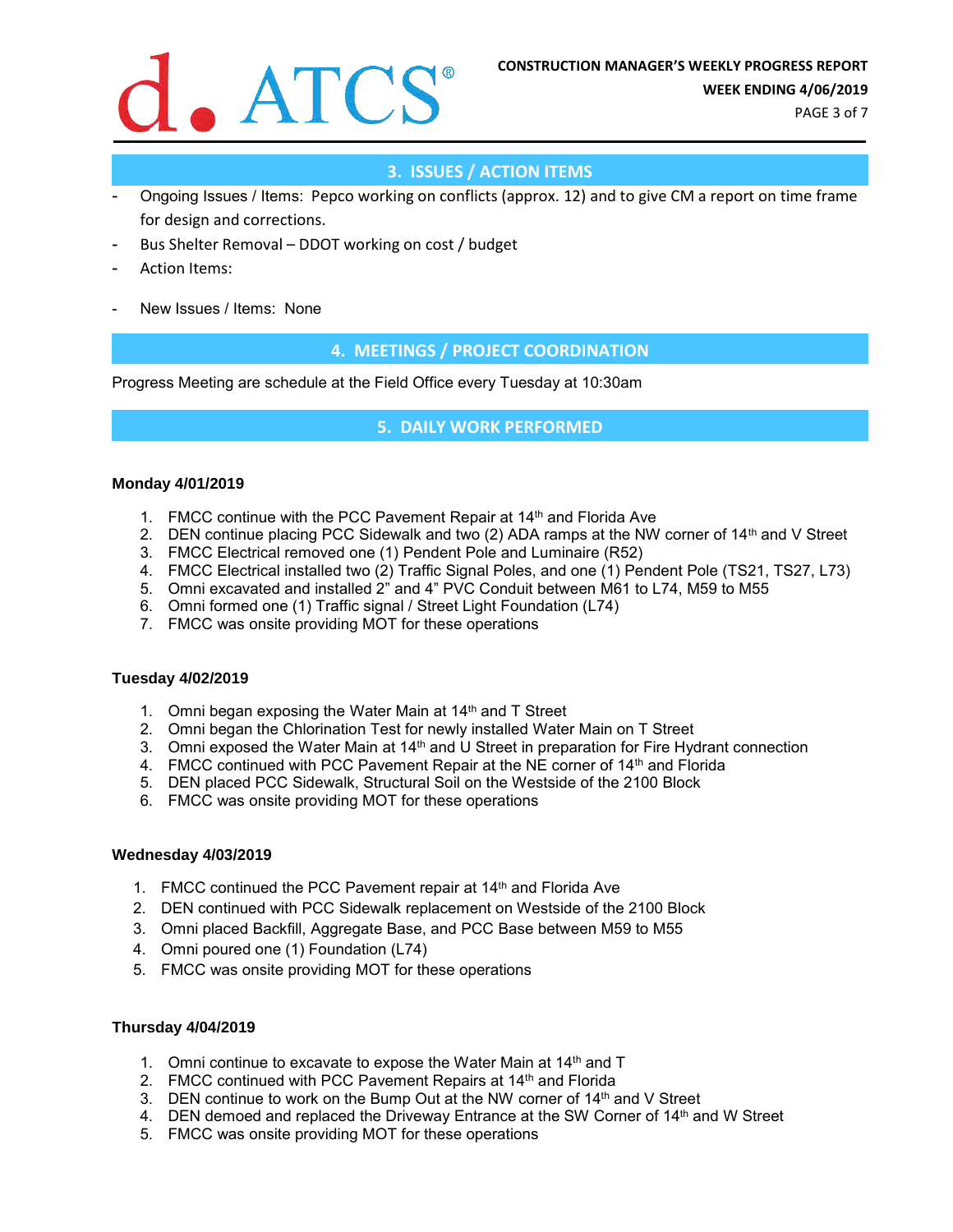## 3. ISSUES / ACTION ITEMS

- Ongoing Issues / Items: Pepco working on conflicts (approx. 12) and to give CM a report on time frame for design and corrections.
- Bus Shelter Removal – DDOT working on cost / budget
- Action Items:

- New Issues / Items: None

## 4. MEETINGS / PROJECT COORDINATION

Progress Meeting are schedule at the Field Office every Tuesday at 10:30am

## 5. DAILY WORK PERFORMED

**Monday 4/01/2019**

1. FMCC continue with the PCC Pavement Repair at 14th and Florida Ave
2. DEN continue placing PCC Sidewalk and two (2) ADA ramps at the NW corner of 14th and V Street
3. FMCC Electrical removed one (1) Pendent Pole and Luminaire (R52)
4. FMCC Electrical installed two (2) Traffic Signal Poles, and one (1) Pendent Pole (TS21, TS27, L73)
5. Omni excavated and installed 2" and 4" PVC Conduit between M61 to L74, M59 to M55
6. Omni formed one (1) Traffic signal / Street Light Foundation (L74)
7. FMCC was onsite providing MOT for these operations

**Tuesday 4/02/2019**

1. Omni began exposing the Water Main at 14th and T Street
2. Omni began the Chlorination Test for newly installed Water Main on T Street
3. Omni exposed the Water Main at 14th and U Street in preparation for Fire Hydrant connection
4. FMCC continued with PCC Pavement Repair at the NE corner of 14th and Florida
5. DEN placed PCC Sidewalk, Structural Soil on the Westside of the 2100 Block
6. FMCC was onsite providing MOT for these operations

**Wednesday 4/03/2019**

1. FMCC continued the PCC Pavement repair at 14th and Florida Ave
2. DEN continued with PCC Sidewalk replacement on Westside of the 2100 Block
3. Omni placed Backfill, Aggregate Base, and PCC Base between M59 to M55
4. Omni poured one (1) Foundation (L74)
5. FMCC was onsite providing MOT for these operations

**Thursday 4/04/2019**

1. Omni continue to excavate to expose the Water Main at 14th and T
2. FMCC continued with PCC Pavement Repairs at 14th and Florida
3. DEN continue to work on the Bump Out at the NW corner of 14th and V Street
4. DEN demoed and replaced the Driveway Entrance at the SW Corner of 14th and W Street
5. FMCC was onsite providing MOT for these operations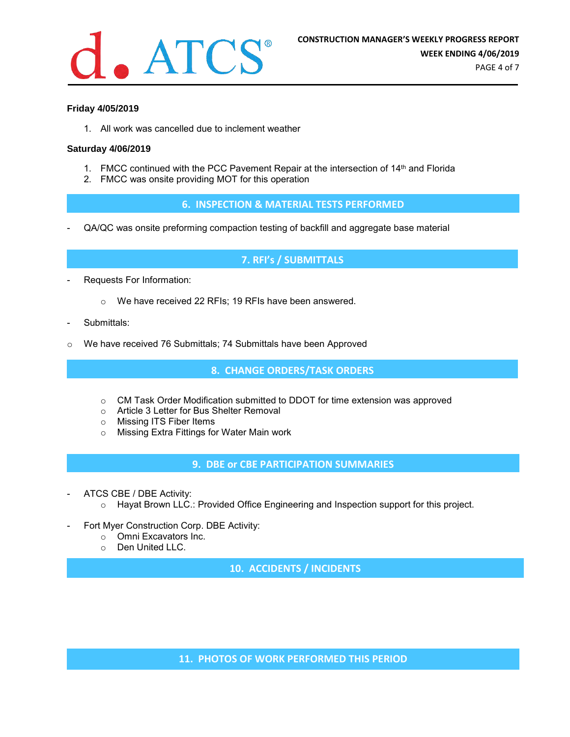**Friday 4/05/2019**

1. All work was cancelled due to inclement weather

**Saturday 4/06/2019**

1. FMCC continued with the PCC Pavement Repair at the intersection of 14th and Florida
2. FMCC was onsite providing MOT for this operation

## 6. INSPECTION & MATERIAL TESTS PERFORMED

- QA/QC was onsite preforming compaction testing of backfill and aggregate base material

## 7. RFI's / SUBMITTALS

- Requests For Information:
    - We have received 22 RFIs; 19 RFIs have been answered.
- Submittals:
- We have received 76 Submittals; 74 Submittals have been Approved

## 8. CHANGE ORDERS/TASK ORDERS

- CM Task Order Modification submitted to DDOT for time extension was approved
- Article 3 Letter for Bus Shelter Removal
- Missing ITS Fiber Items
- Missing Extra Fittings for Water Main work

## 9. DBE or CBE PARTICIPATION SUMMARIES

- ATCS CBE / DBE Activity:
    - Hayat Brown LLC.: Provided Office Engineering and Inspection support for this project.
- Fort Myer Construction Corp. DBE Activity:
    - Omni Excavators Inc.
    - Den United LLC.

## 10. ACCIDENTS / INCIDENTS

## 11. PHOTOS OF WORK PERFORMED THIS PERIOD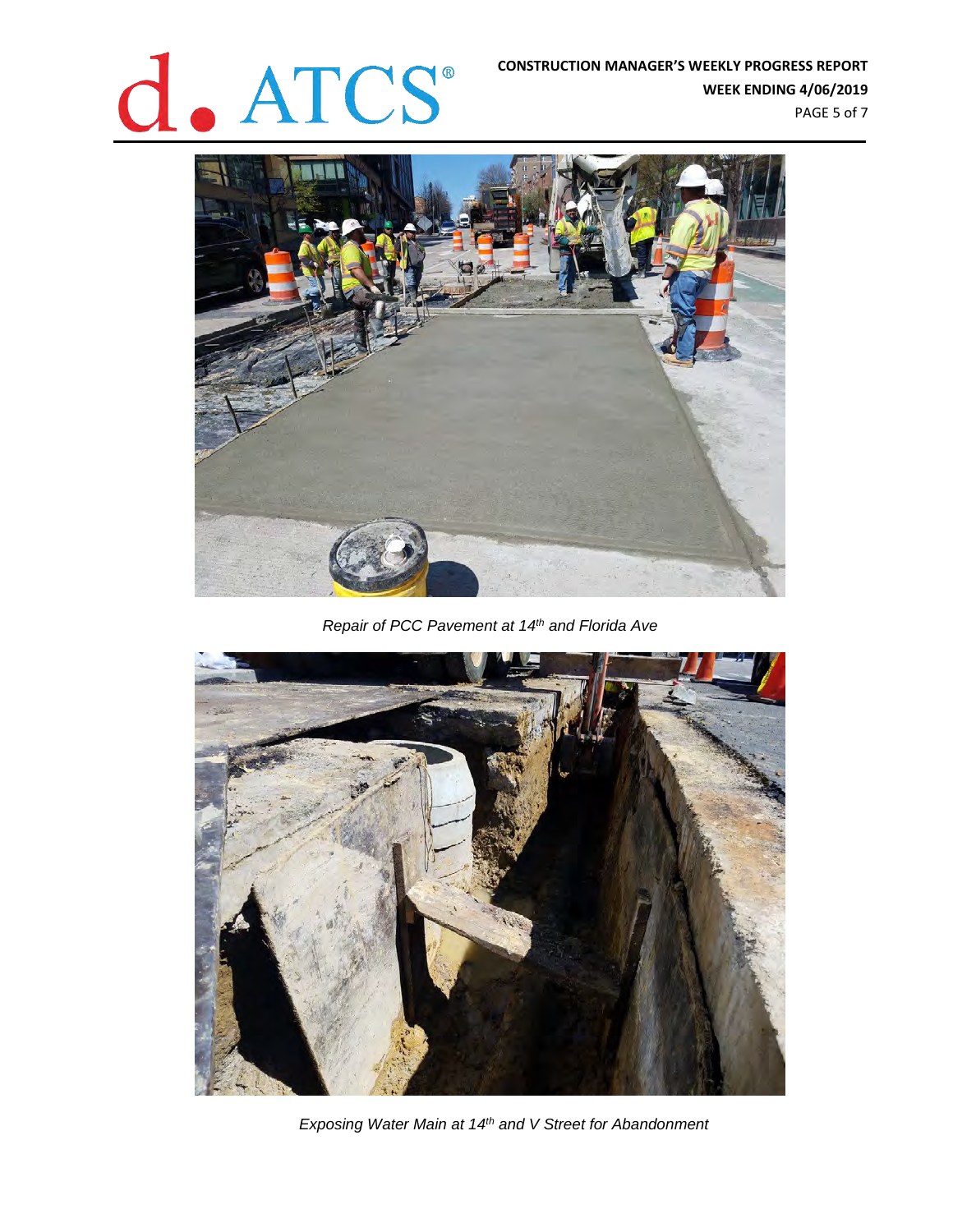*Repair of PCC Pavement at 14th and Florida Ave*

*Exposing Water Main at 14th and V Street for Abandonment*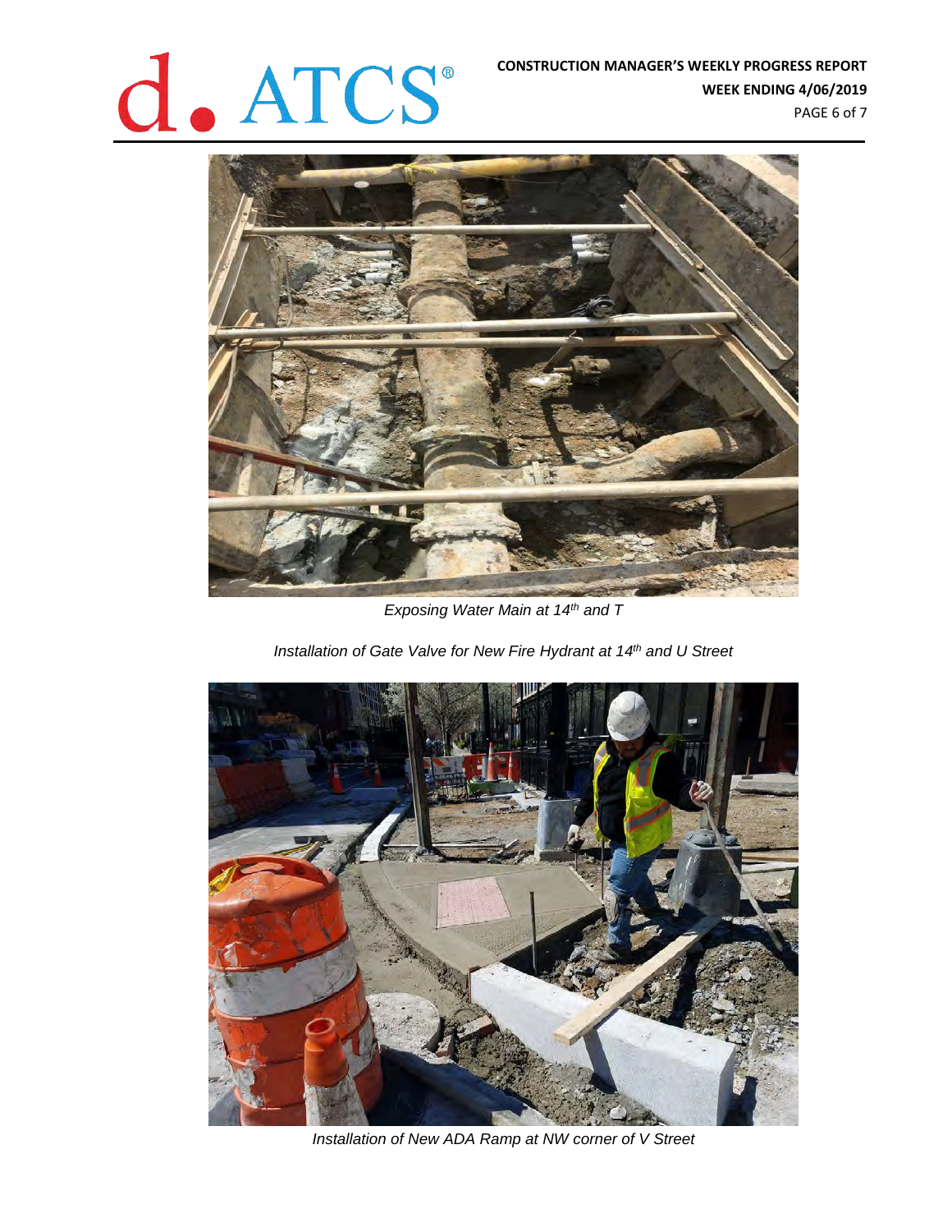*Exposing Water Main at 14th and T*

*Installation of Gate Valve for New Fire Hydrant at 14th and U Street*

*Installation of New ADA Ramp at NW corner of V Street*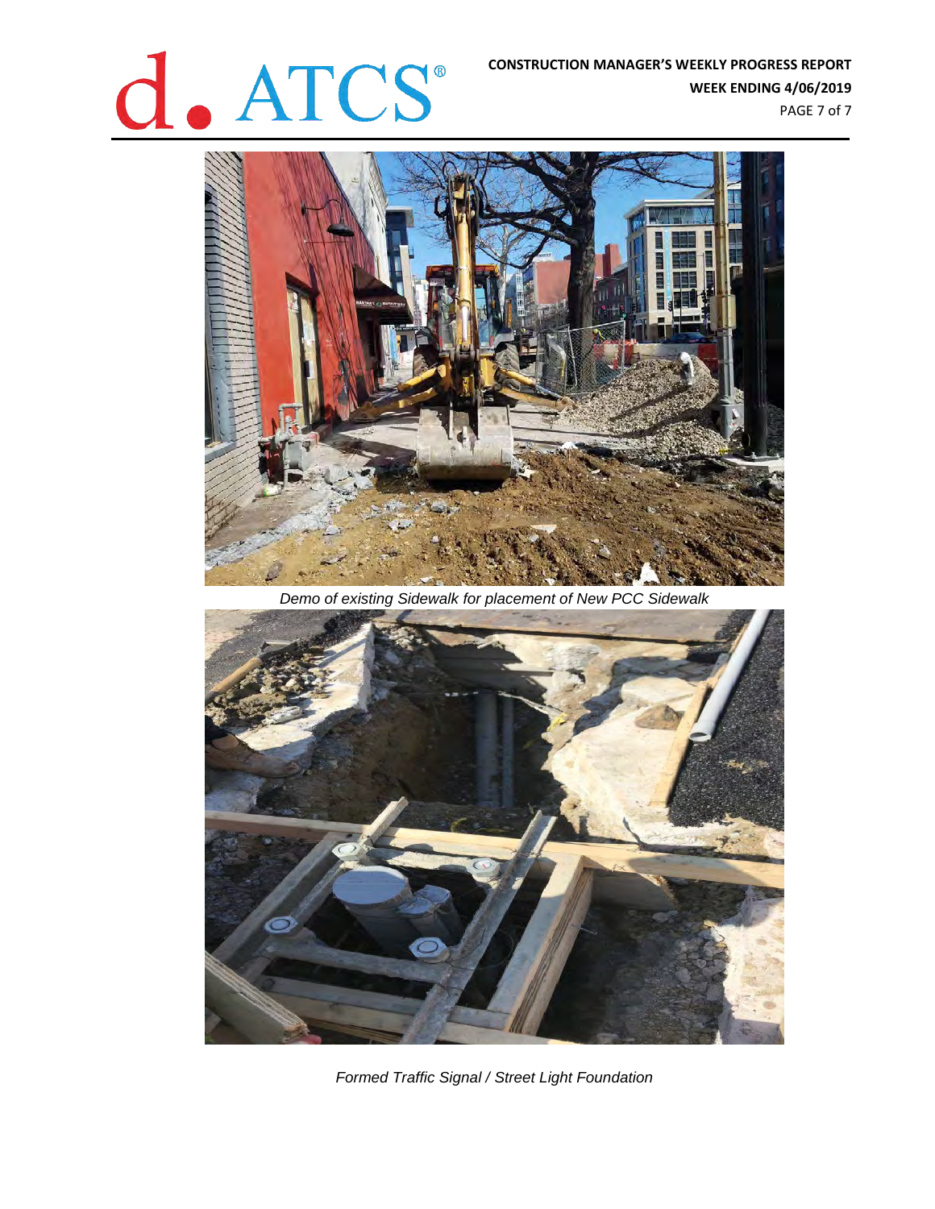*Demo of existing Sidewalk for placement of New PCC Sidewalk*

*Formed Traffic Signal / Street Light Foundation*